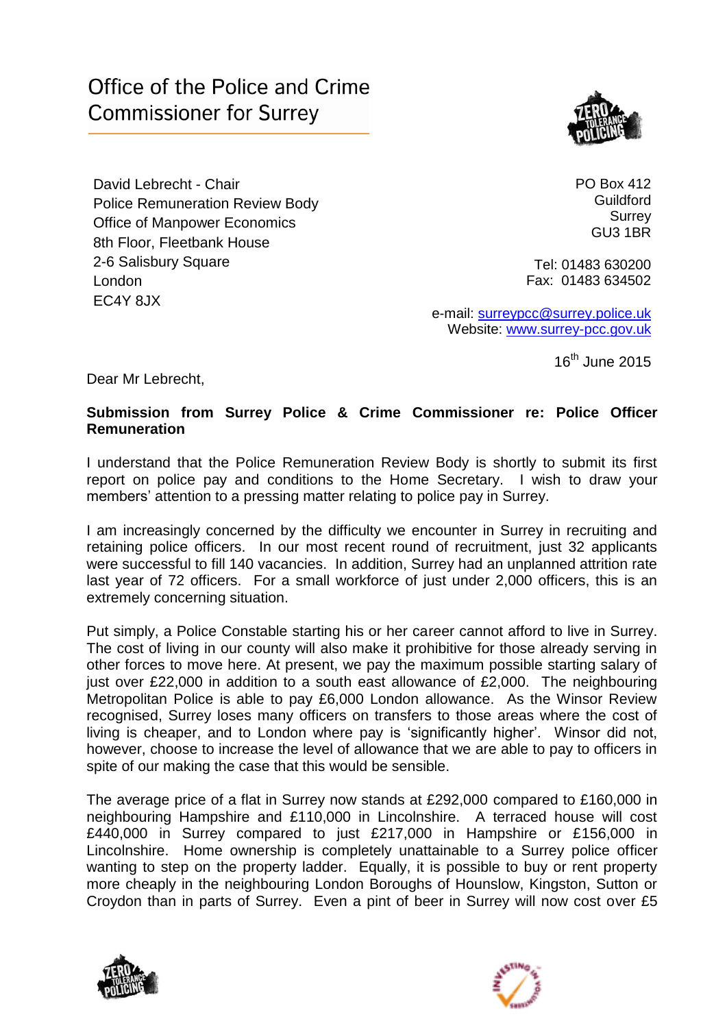# Office of the Police and Crime Commissioner for Surrey

David Lebrecht - Chair
Police Remuneration Review Body
Office of Manpower Economics
8th Floor, Fleetbank House
2-6 Salisbury Square
London
EC4Y 8JX

PO Box 412
Guildford
Surrey
GU3 1BR

Tel: 01483 630200
Fax: 01483 634502

e-mail: surreypcc@surrey.police.uk
Website: www.surrey-pcc.gov.uk

16th June 2015

Dear Mr Lebrecht,

**Submission from Surrey Police & Crime Commissioner re: Police Officer Remuneration**

I understand that the Police Remuneration Review Body is shortly to submit its first report on police pay and conditions to the Home Secretary. I wish to draw your members' attention to a pressing matter relating to police pay in Surrey.

I am increasingly concerned by the difficulty we encounter in Surrey in recruiting and retaining police officers. In our most recent round of recruitment, just 32 applicants were successful to fill 140 vacancies. In addition, Surrey had an unplanned attrition rate last year of 72 officers. For a small workforce of just under 2,000 officers, this is an extremely concerning situation.

Put simply, a Police Constable starting his or her career cannot afford to live in Surrey. The cost of living in our county will also make it prohibitive for those already serving in other forces to move here. At present, we pay the maximum possible starting salary of just over £22,000 in addition to a south east allowance of £2,000. The neighbouring Metropolitan Police is able to pay £6,000 London allowance. As the Winsor Review recognised, Surrey loses many officers on transfers to those areas where the cost of living is cheaper, and to London where pay is 'significantly higher'. Winsor did not, however, choose to increase the level of allowance that we are able to pay to officers in spite of our making the case that this would be sensible.

The average price of a flat in Surrey now stands at £292,000 compared to £160,000 in neighbouring Hampshire and £110,000 in Lincolnshire. A terraced house will cost £440,000 in Surrey compared to just £217,000 in Hampshire or £156,000 in Lincolnshire. Home ownership is completely unattainable to a Surrey police officer wanting to step on the property ladder. Equally, it is possible to buy or rent property more cheaply in the neighbouring London Boroughs of Hounslow, Kingston, Sutton or Croydon than in parts of Surrey. Even a pint of beer in Surrey will now cost over £5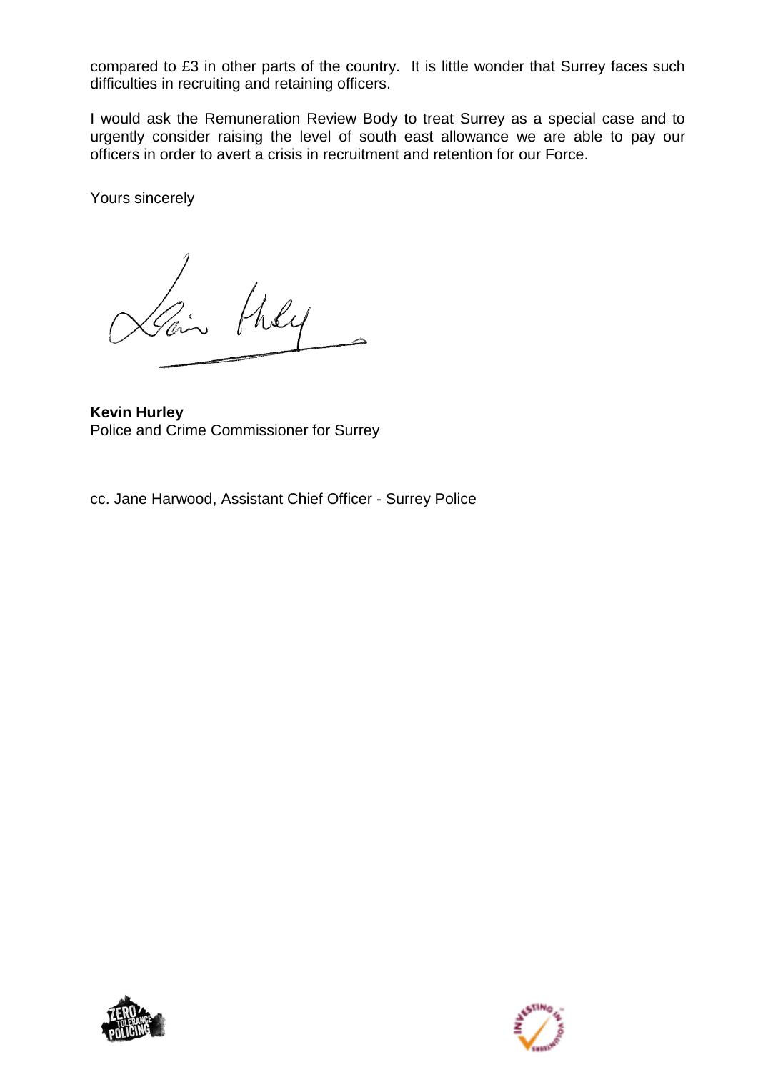compared to £3 in other parts of the country. It is little wonder that Surrey faces such difficulties in recruiting and retaining officers.

I would ask the Remuneration Review Body to treat Surrey as a special case and to urgently consider raising the level of south east allowance we are able to pay our officers in order to avert a crisis in recruitment and retention for our Force.

Yours sincerely

**Kevin Hurley**
Police and Crime Commissioner for Surrey

cc. Jane Harwood, Assistant Chief Officer - Surrey Police